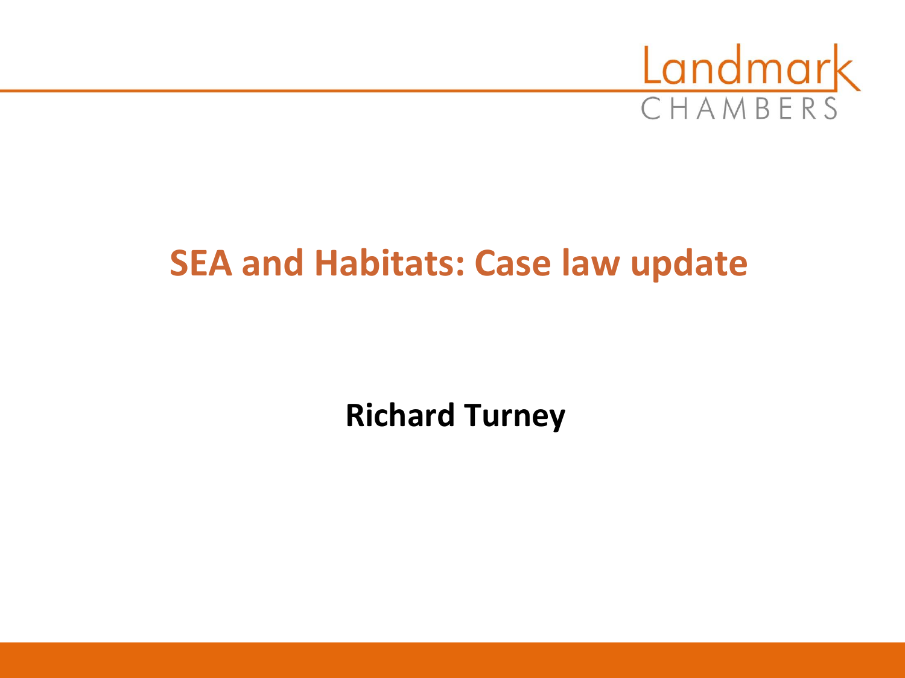Landmark CHAMBERS

# SEA and Habitats: Case law update

**Richard Turney**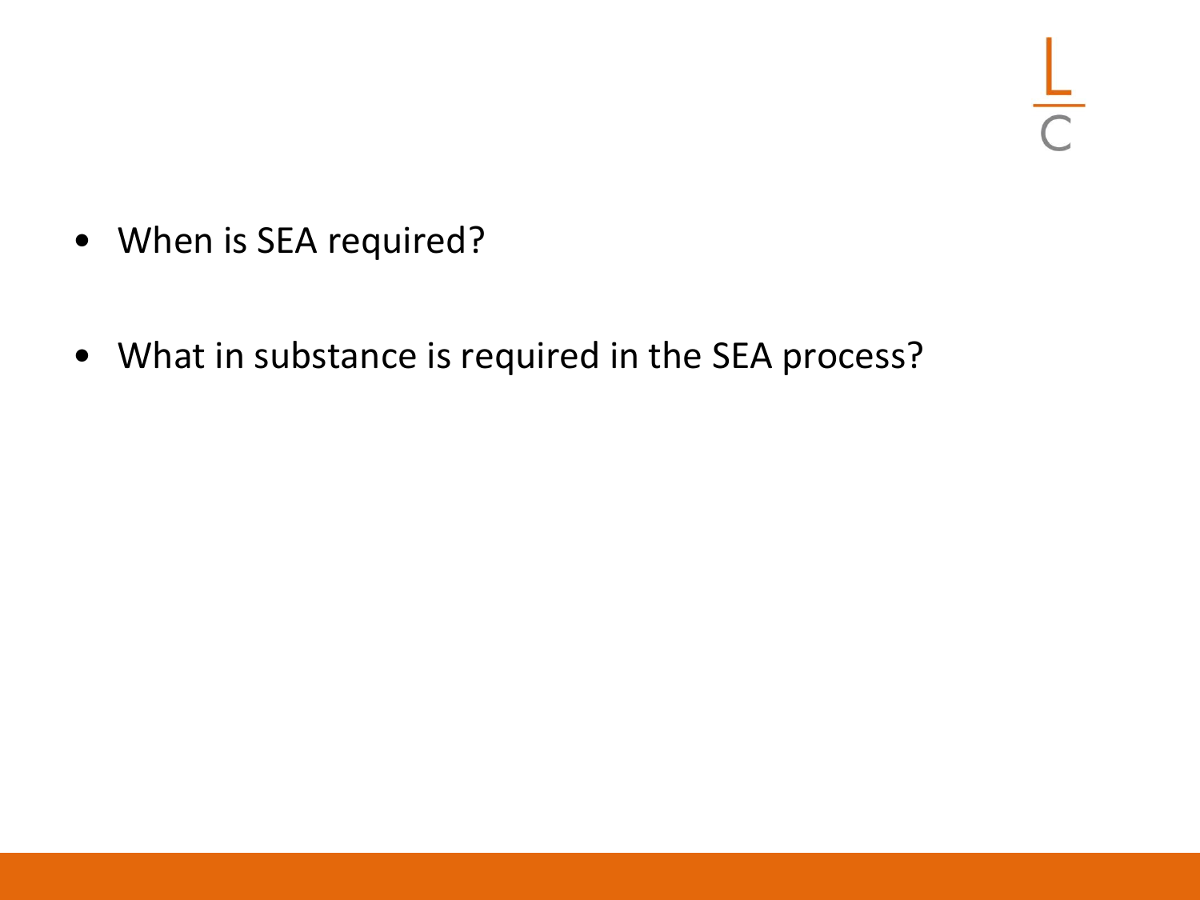- When is SEA required?
- What in substance is required in the SEA process?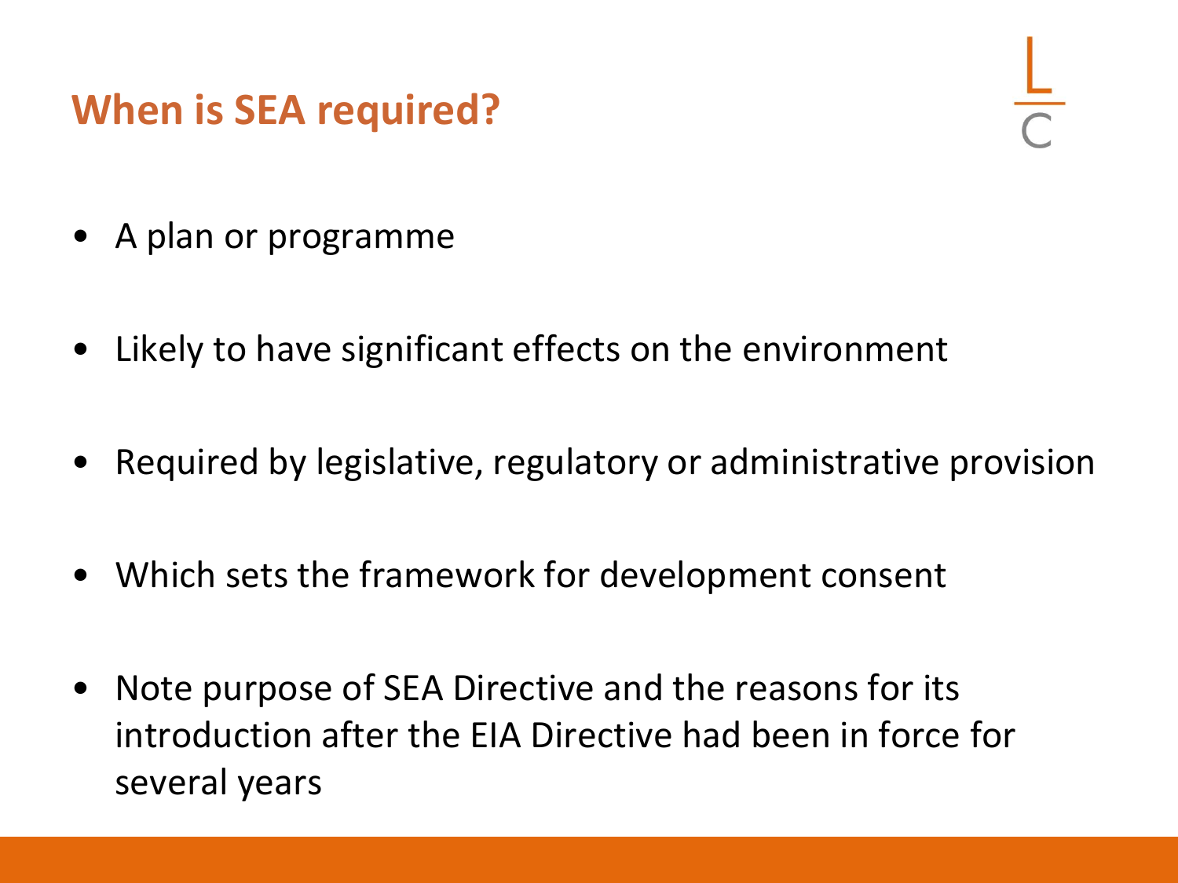## When is SEA required?

- A plan or programme
- Likely to have significant effects on the environment
- Required by legislative, regulatory or administrative provision
- Which sets the framework for development consent
- Note purpose of SEA Directive and the reasons for its introduction after the EIA Directive had been in force for several years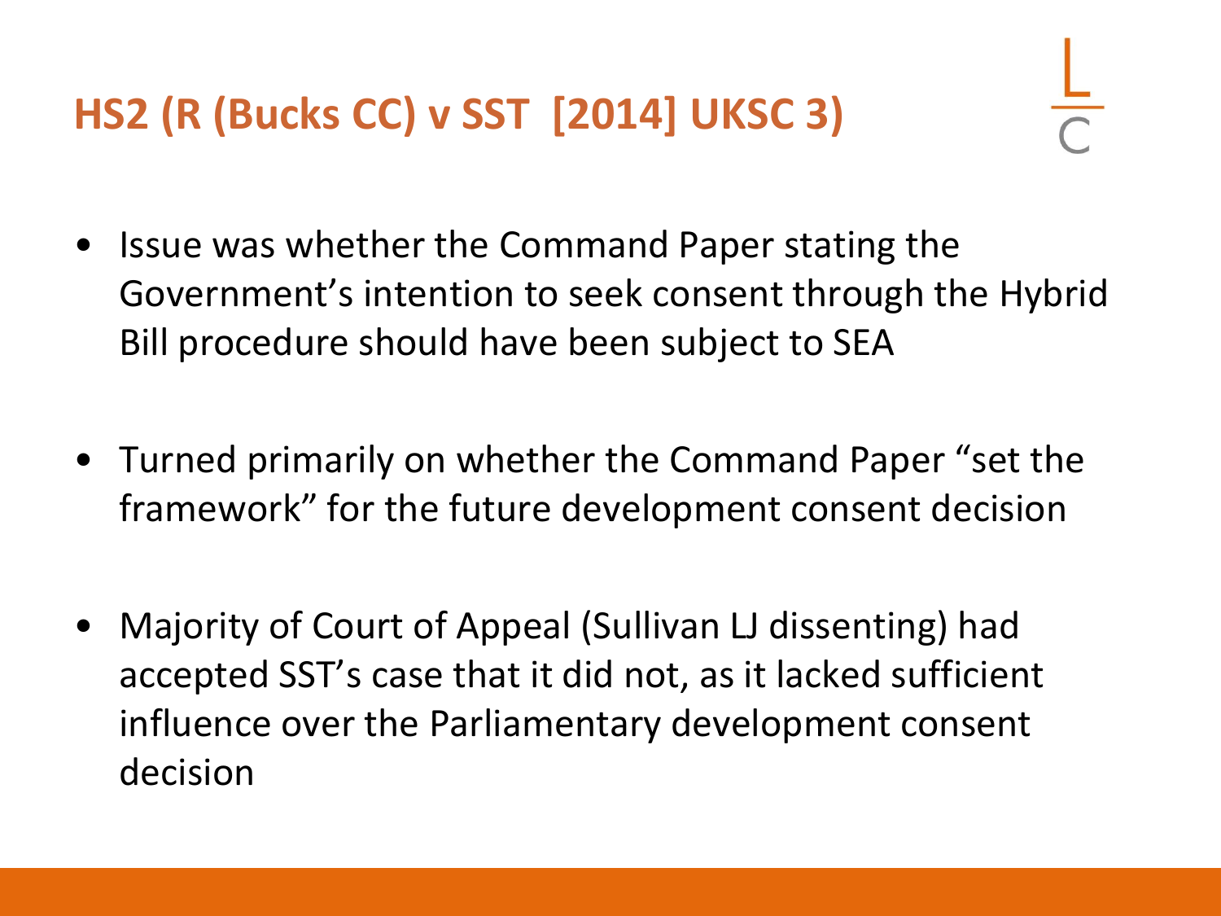# HS2 (R (Bucks CC) v SST [2014] UKSC 3)

- Issue was whether the Command Paper stating the Government's intention to seek consent through the Hybrid Bill procedure should have been subject to SEA

- Turned primarily on whether the Command Paper "set the framework" for the future development consent decision

- Majority of Court of Appeal (Sullivan LJ dissenting) had accepted SST's case that it did not, as it lacked sufficient influence over the Parliamentary development consent decision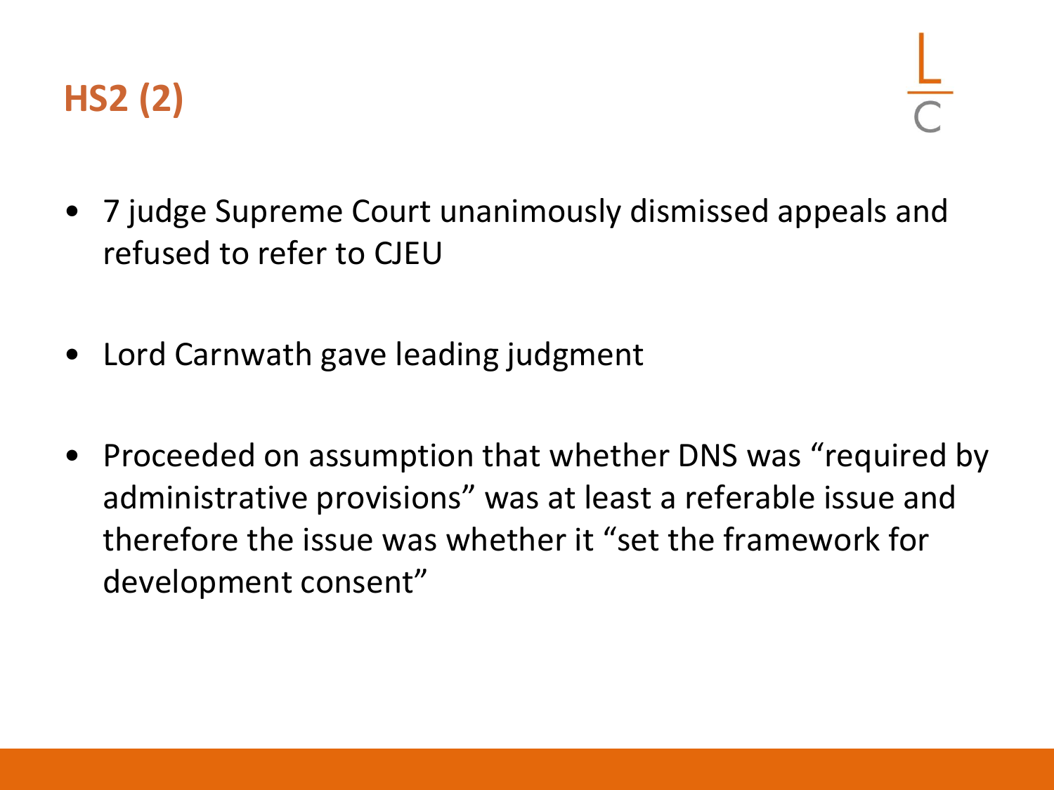# HS2 (2)

- 7 judge Supreme Court unanimously dismissed appeals and refused to refer to CJEU
- Lord Carnwath gave leading judgment
- Proceeded on assumption that whether DNS was "required by administrative provisions" was at least a referable issue and therefore the issue was whether it "set the framework for development consent"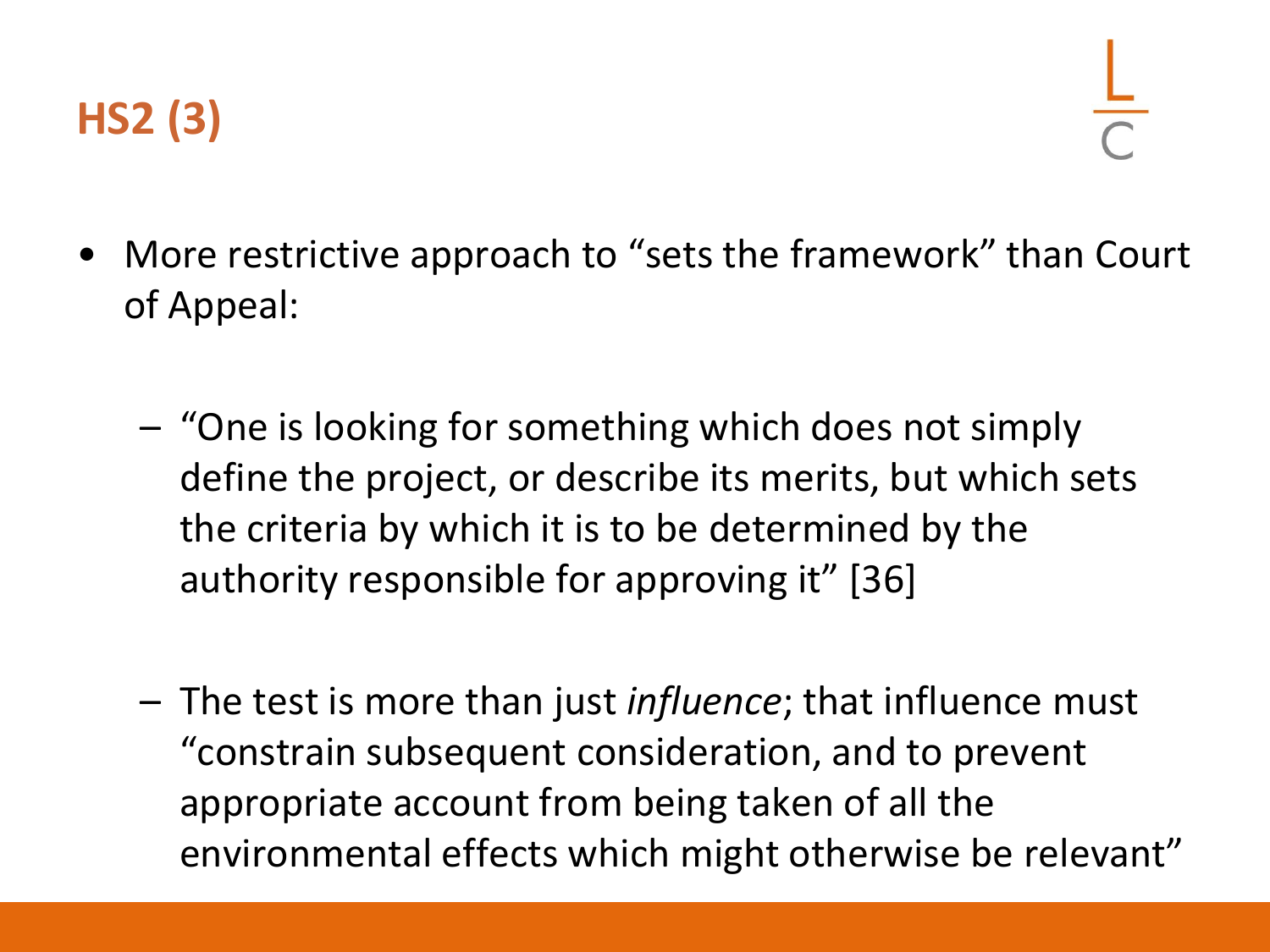# HS2 (3)

- More restrictive approach to "sets the framework" than Court of Appeal:
  - "One is looking for something which does not simply define the project, or describe its merits, but which sets the criteria by which it is to be determined by the authority responsible for approving it" [36]
  - The test is more than just *influence*; that influence must "constrain subsequent consideration, and to prevent appropriate account from being taken of all the environmental effects which might otherwise be relevant"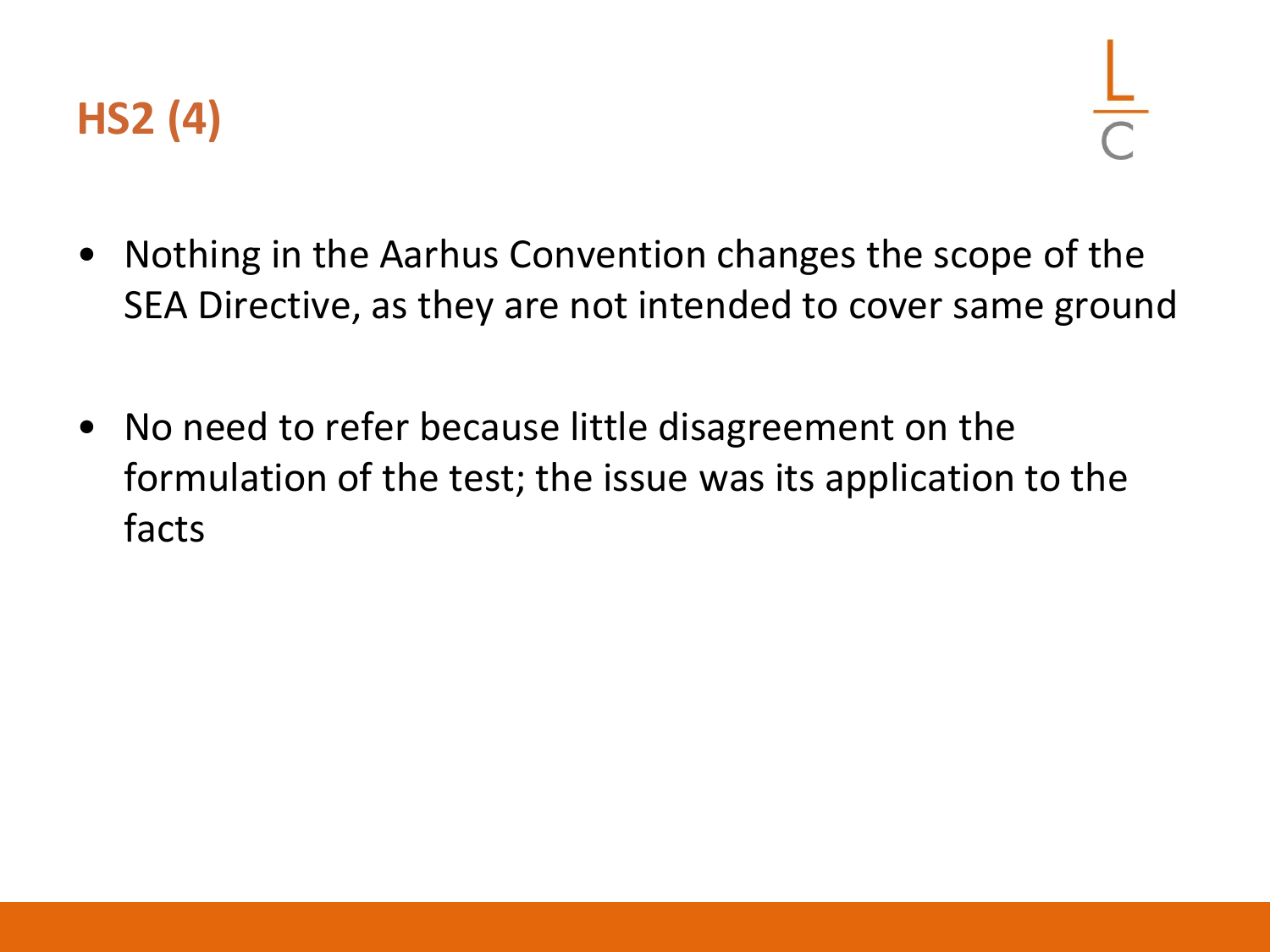# HS2 (4)

- Nothing in the Aarhus Convention changes the scope of the SEA Directive, as they are not intended to cover same ground

- No need to refer because little disagreement on the formulation of the test; the issue was its application to the facts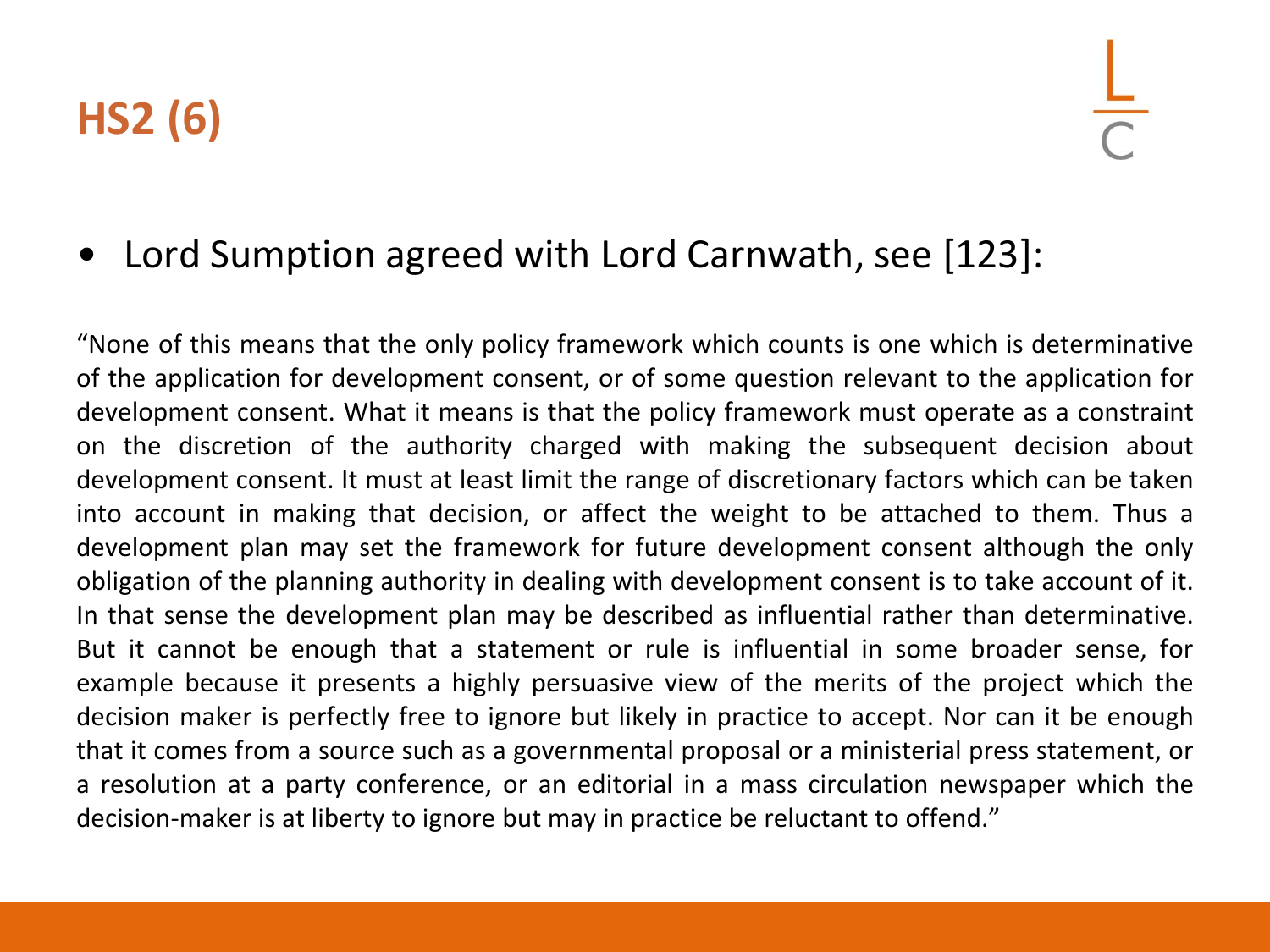# HS2 (6)

- Lord Sumption agreed with Lord Carnwath, see [123]:

"None of this means that the only policy framework which counts is one which is determinative of the application for development consent, or of some question relevant to the application for development consent. What it means is that the policy framework must operate as a constraint on the discretion of the authority charged with making the subsequent decision about development consent. It must at least limit the range of discretionary factors which can be taken into account in making that decision, or affect the weight to be attached to them. Thus a development plan may set the framework for future development consent although the only obligation of the planning authority in dealing with development consent is to take account of it. In that sense the development plan may be described as influential rather than determinative. But it cannot be enough that a statement or rule is influential in some broader sense, for example because it presents a highly persuasive view of the merits of the project which the decision maker is perfectly free to ignore but likely in practice to accept. Nor can it be enough that it comes from a source such as a governmental proposal or a ministerial press statement, or a resolution at a party conference, or an editorial in a mass circulation newspaper which the decision-maker is at liberty to ignore but may in practice be reluctant to offend."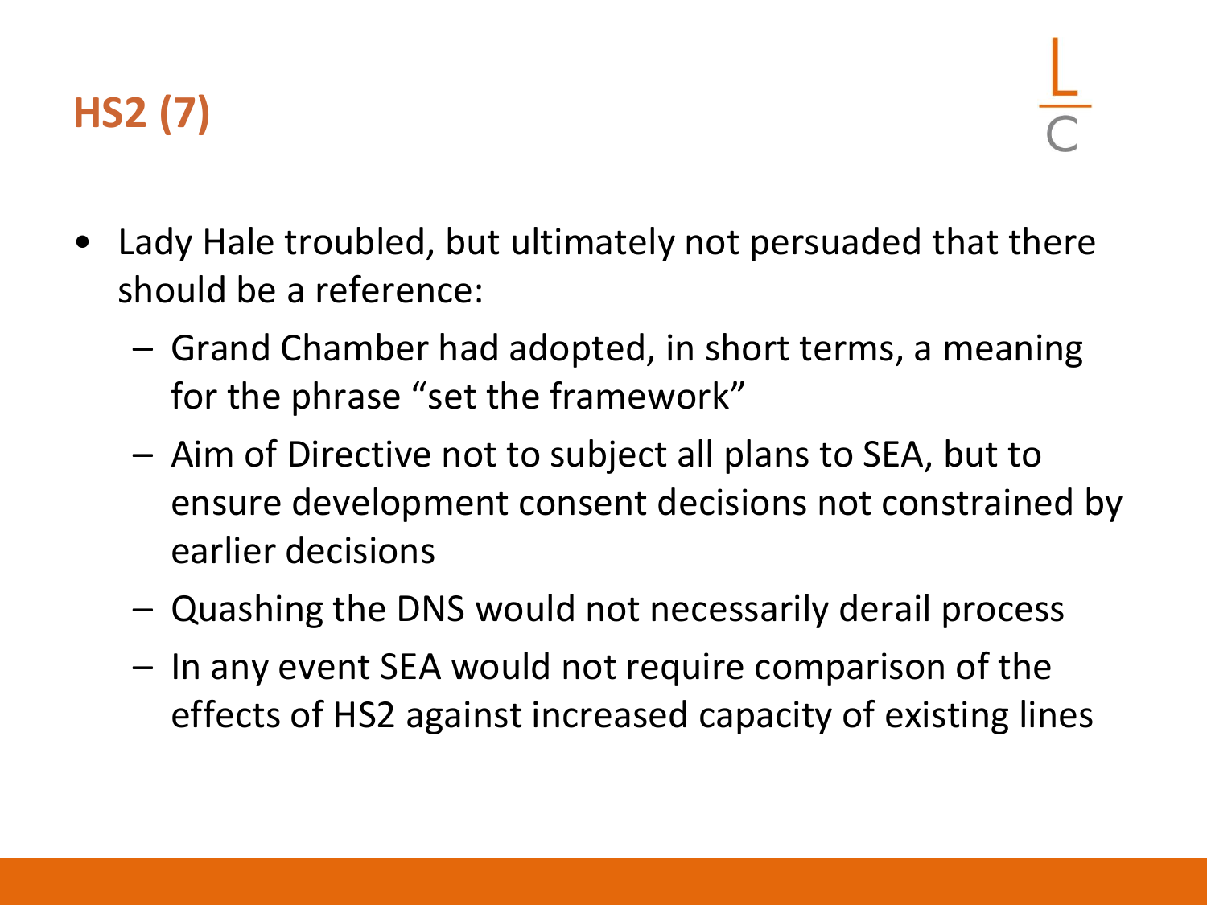## HS2 (7)

- Lady Hale troubled, but ultimately not persuaded that there should be a reference:
  - Grand Chamber had adopted, in short terms, a meaning for the phrase “set the framework”
  - Aim of Directive not to subject all plans to SEA, but to ensure development consent decisions not constrained by earlier decisions
  - Quashing the DNS would not necessarily derail process
  - In any event SEA would not require comparison of the effects of HS2 against increased capacity of existing lines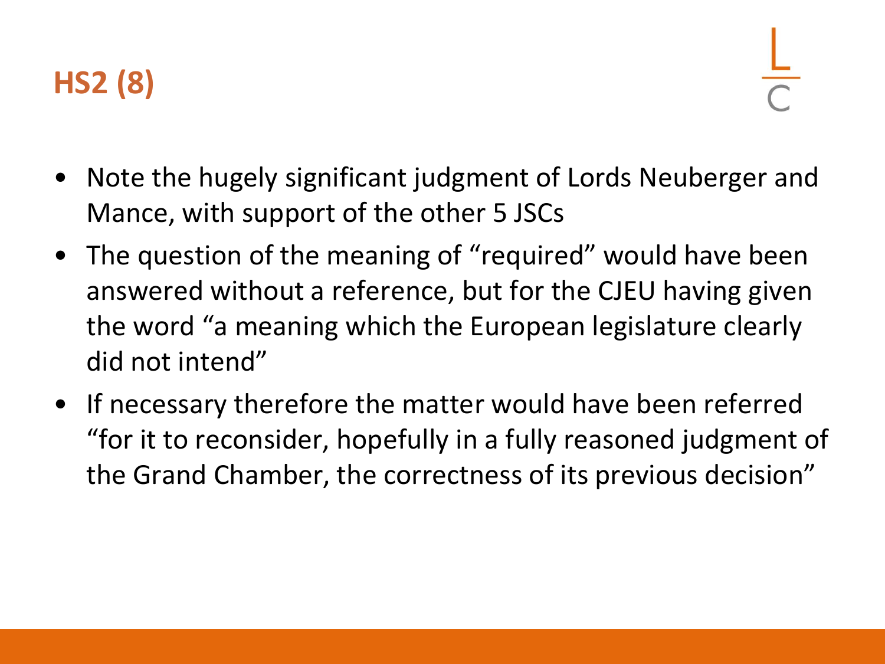# HS2 (8)

- Note the hugely significant judgment of Lords Neuberger and Mance, with support of the other 5 JSCs
- The question of the meaning of "required" would have been answered without a reference, but for the CJEU having given the word "a meaning which the European legislature clearly did not intend"
- If necessary therefore the matter would have been referred "for it to reconsider, hopefully in a fully reasoned judgment of the Grand Chamber, the correctness of its previous decision"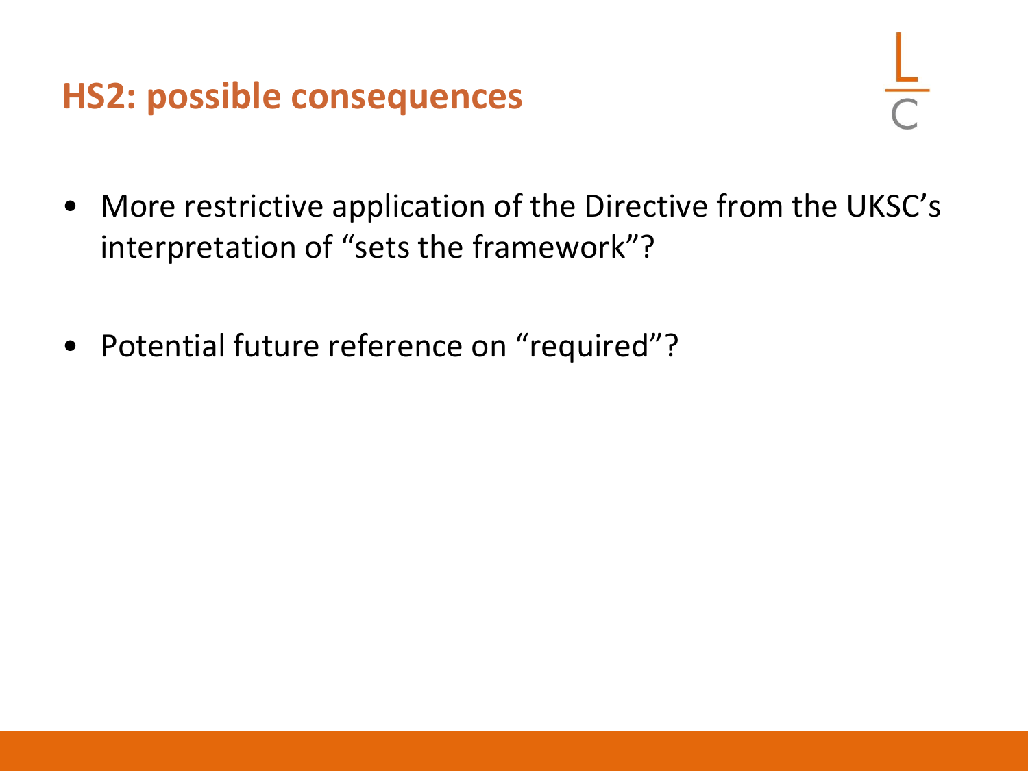## HS2: possible consequences

- More restrictive application of the Directive from the UKSC's interpretation of "sets the framework"?

- Potential future reference on "required"?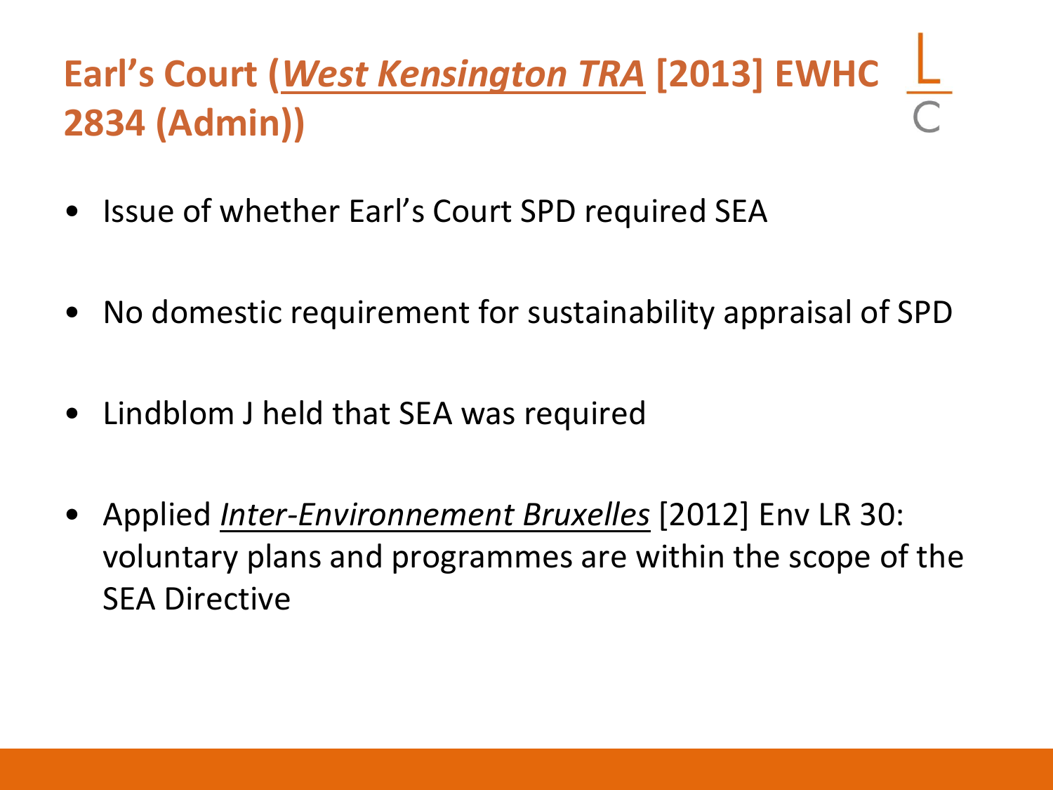# Earl's Court (*West Kensington TRA* [2013] EWHC 2834 (Admin))

- Issue of whether Earl's Court SPD required SEA
- No domestic requirement for sustainability appraisal of SPD
- Lindblom J held that SEA was required
- Applied *Inter-Environnement Bruxelles* [2012] Env LR 30: voluntary plans and programmes are within the scope of the SEA Directive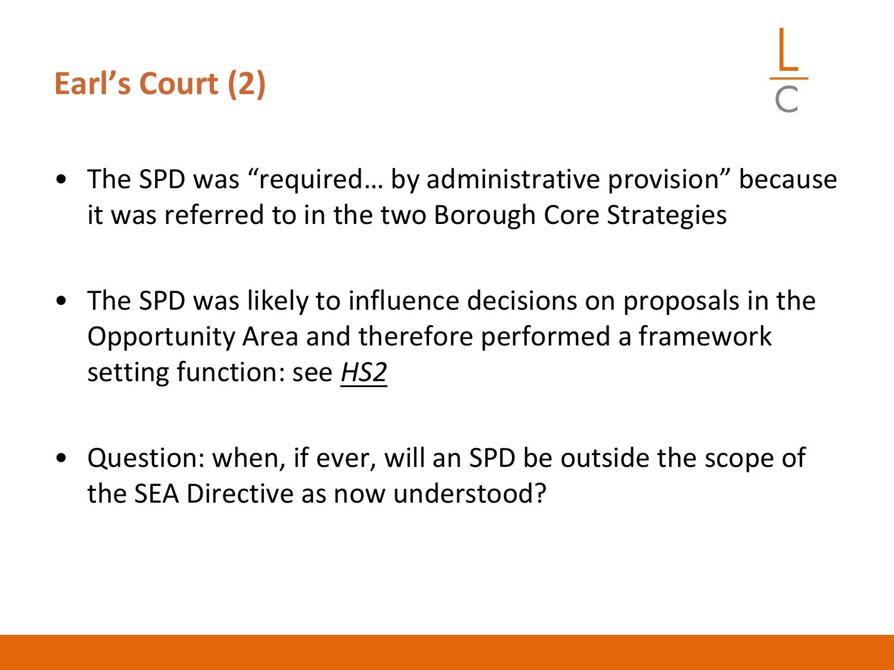# Earl's Court (2)

- The SPD was "required… by administrative provision" because it was referred to in the two Borough Core Strategies

- The SPD was likely to influence decisions on proposals in the Opportunity Area and therefore performed a framework setting function: see *HS2*

- Question: when, if ever, will an SPD be outside the scope of the SEA Directive as now understood?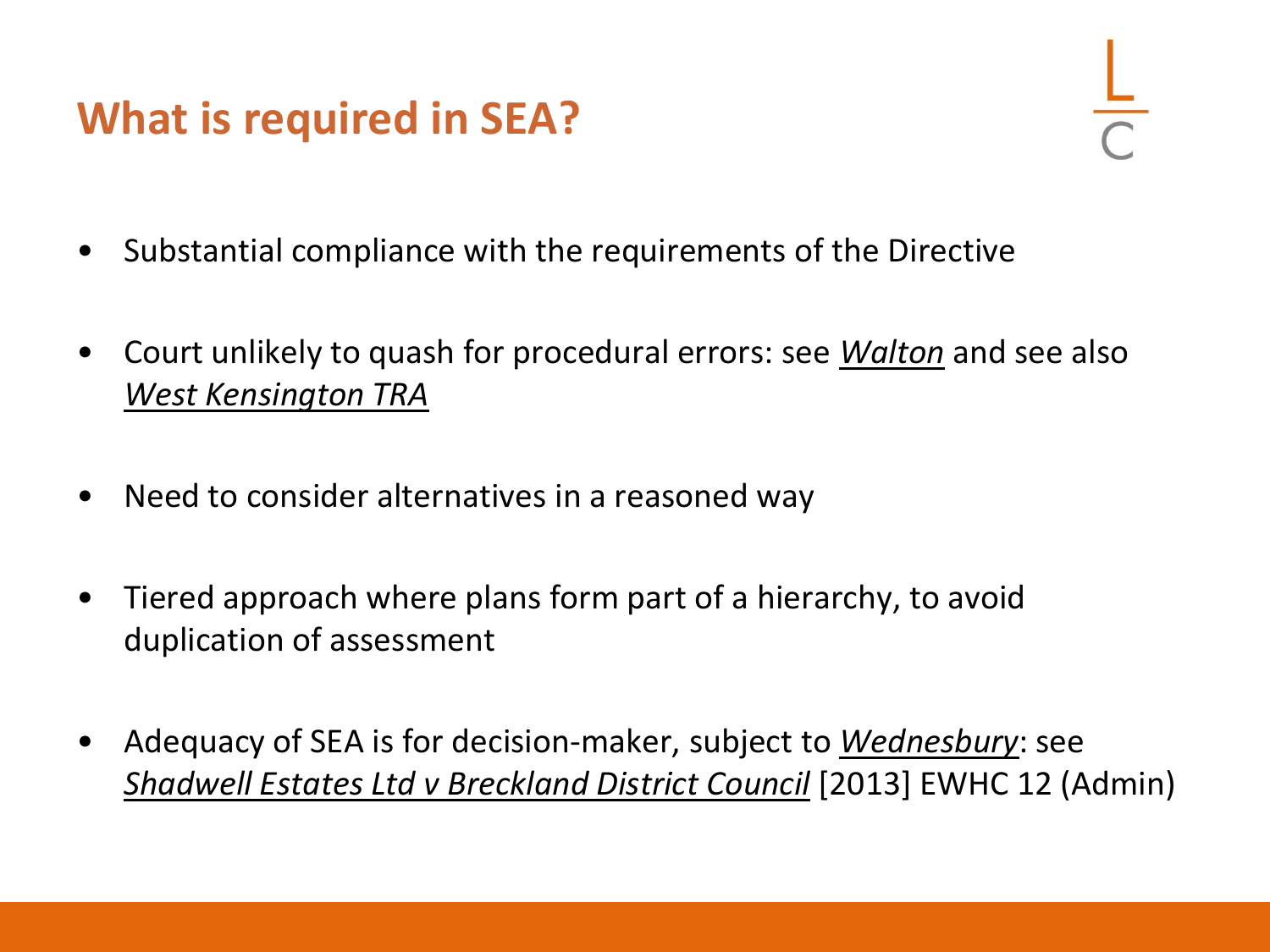# What is required in SEA?

- Substantial compliance with the requirements of the Directive
- Court unlikely to quash for procedural errors: see *Walton* and see also *West Kensington TRA*
- Need to consider alternatives in a reasoned way
- Tiered approach where plans form part of a hierarchy, to avoid duplication of assessment
- Adequacy of SEA is for decision-maker, subject to *Wednesbury*: see *Shadwell Estates Ltd v Breckland District Council* [2013] EWHC 12 (Admin)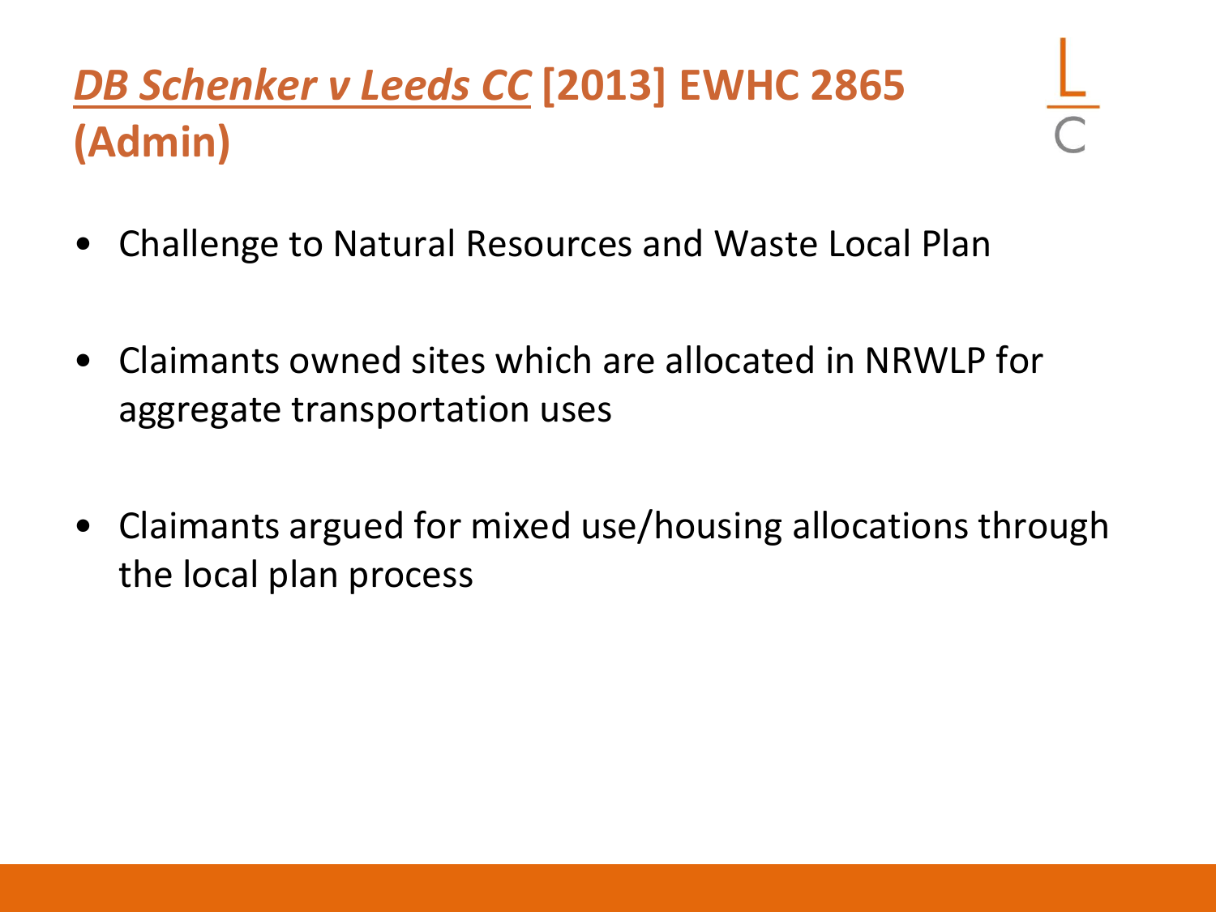# *DB Schenker v Leeds CC* [2013] EWHC 2865 (Admin)

- Challenge to Natural Resources and Waste Local Plan
- Claimants owned sites which are allocated in NRWLP for aggregate transportation uses
- Claimants argued for mixed use/housing allocations through the local plan process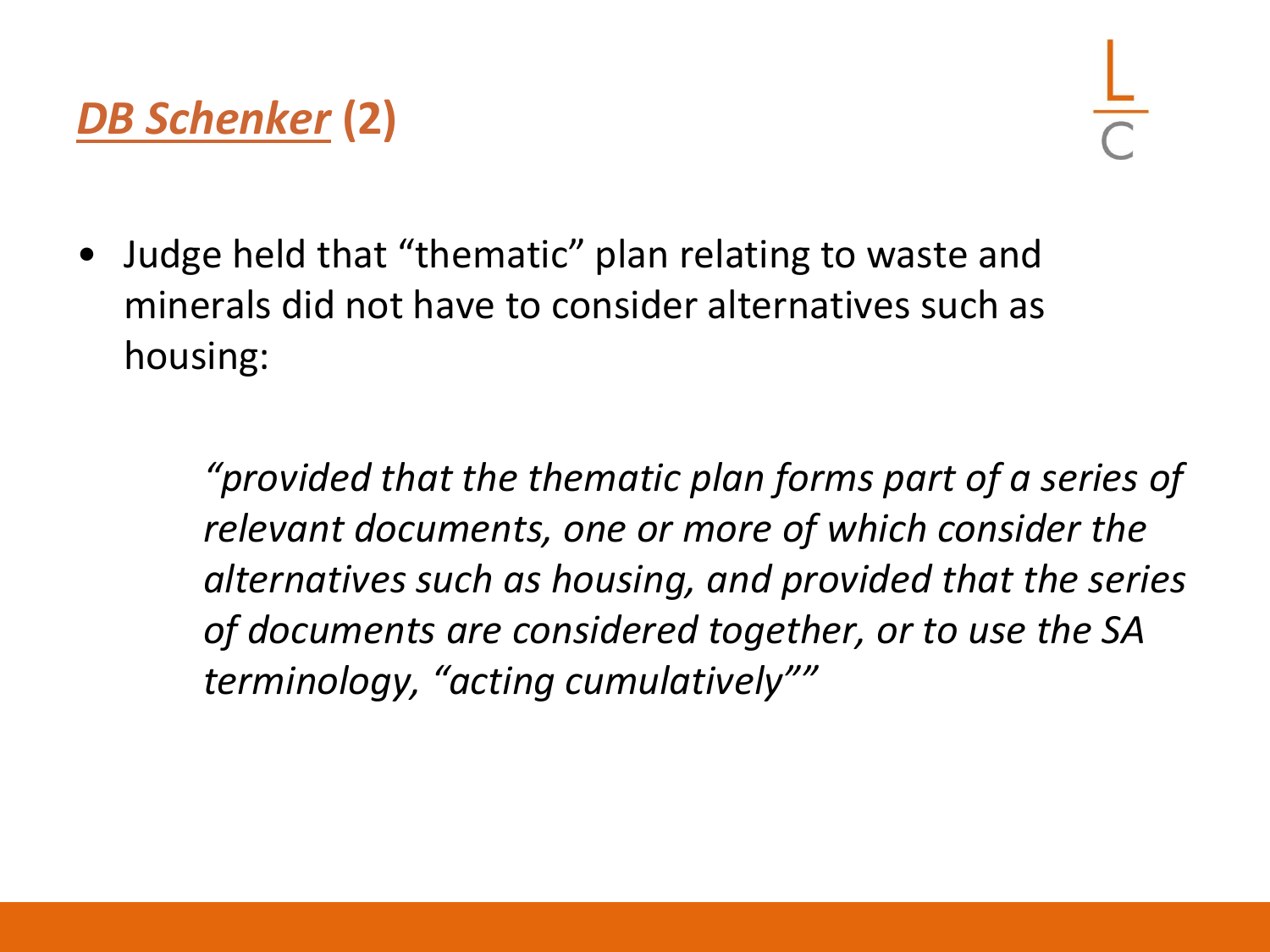# *DB Schenker* (2)

- Judge held that "thematic" plan relating to waste and minerals did not have to consider alternatives such as housing:

> *"provided that the thematic plan forms part of a series of relevant documents, one or more of which consider the alternatives such as housing, and provided that the series of documents are considered together, or to use the SA terminology, "acting cumulatively""*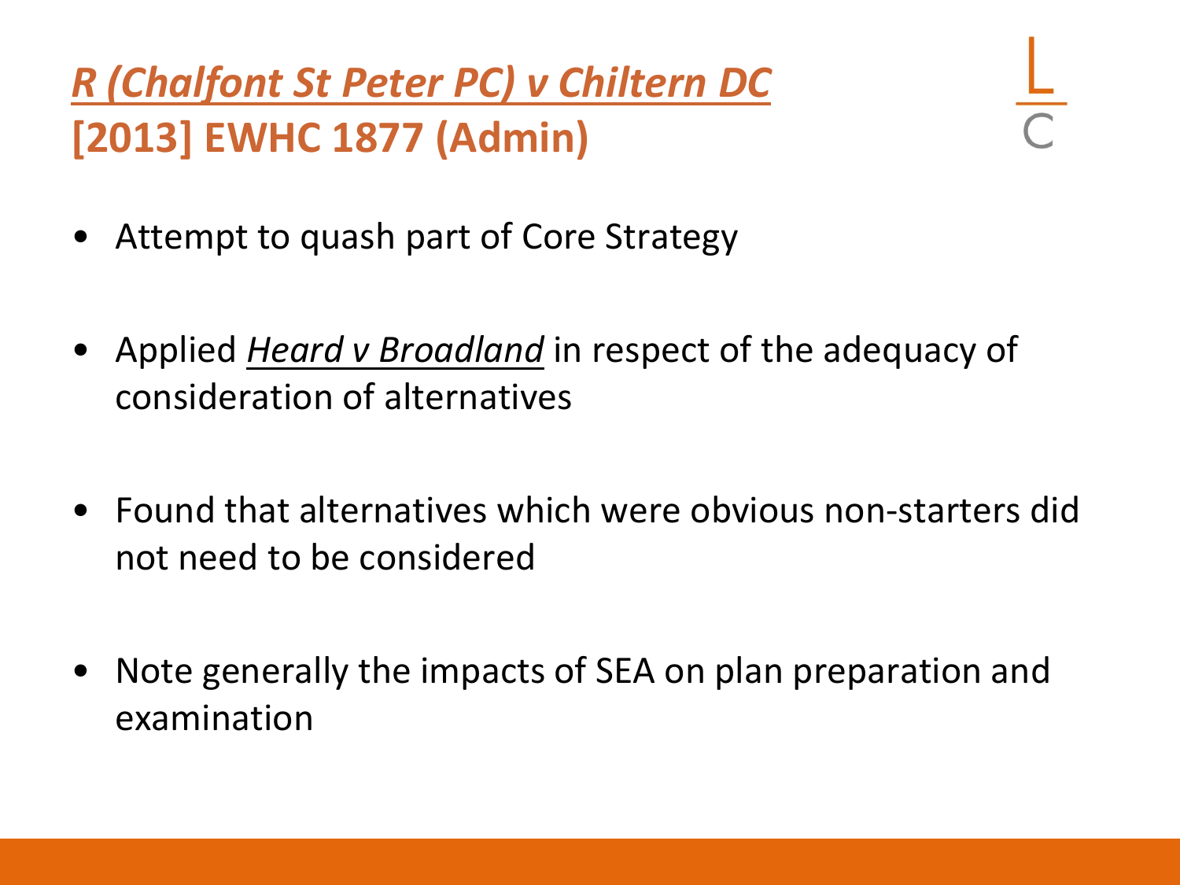# *R (Chalfont St Peter PC) v Chiltern DC* [2013] EWHC 1877 (Admin)

- Attempt to quash part of Core Strategy
- Applied *Heard v Broadland* in respect of the adequacy of consideration of alternatives
- Found that alternatives which were obvious non-starters did not need to be considered
- Note generally the impacts of SEA on plan preparation and examination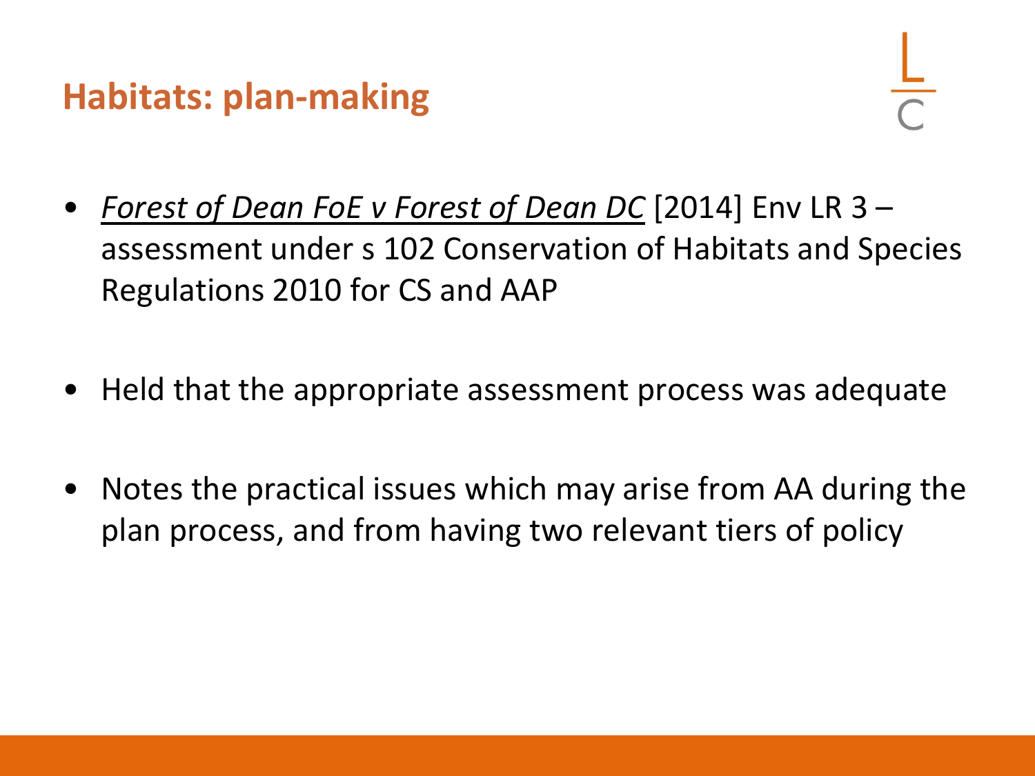# Habitats: plan-making

- *Forest of Dean FoE v Forest of Dean DC* [2014] Env LR 3 – assessment under s 102 Conservation of Habitats and Species Regulations 2010 for CS and AAP

- Held that the appropriate assessment process was adequate

- Notes the practical issues which may arise from AA during the plan process, and from having two relevant tiers of policy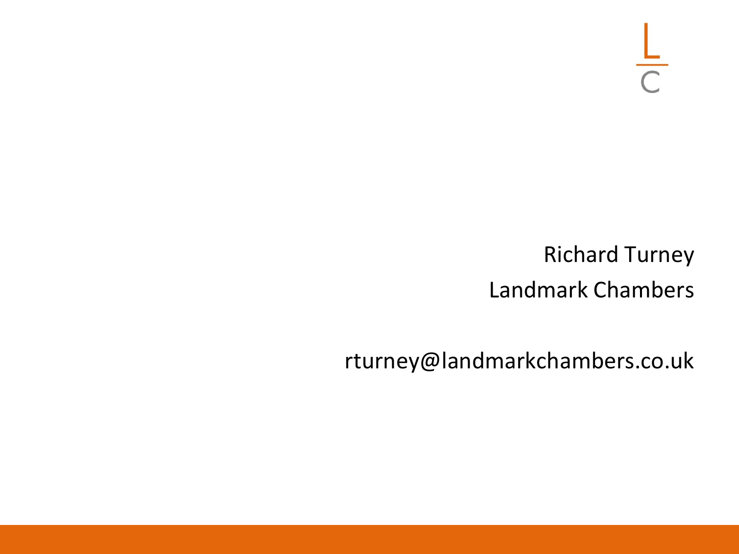Richard Turney

Landmark Chambers

rturney@landmarkchambers.co.uk